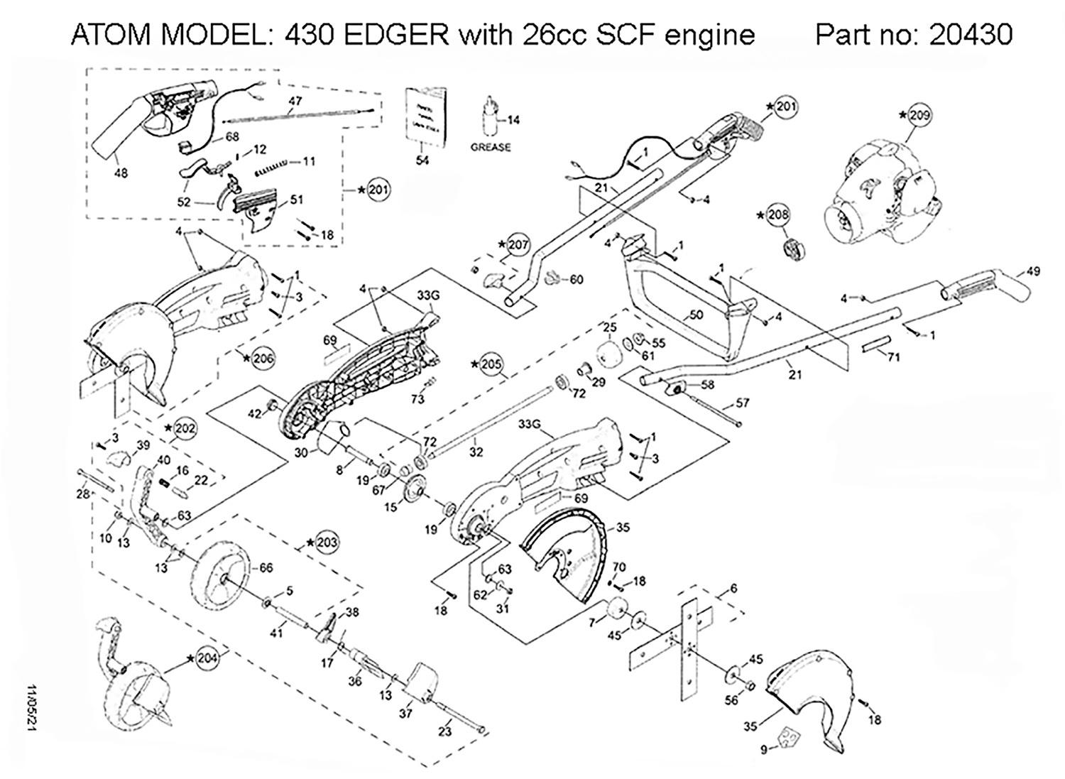# ATOM MODEL: 430 EDGER with 26cc SCF engine    Part no: 20430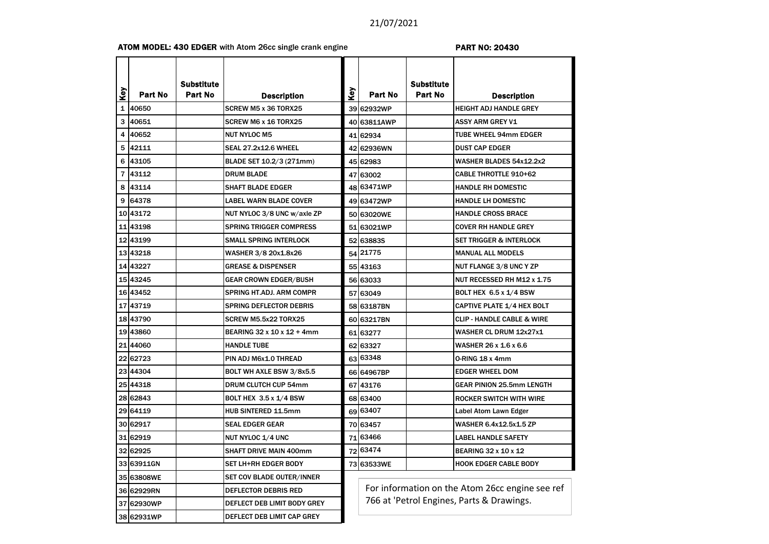21/07/2021

**ATOM MODEL: 430 EDGER** with Atom 26cc single crank engine **PART NO: 20430**

| Key | Part No | Substitute Part No | Description | Key | Part No | Substitute Part No | Description |
|---|---|---|---|---|---|---|---|
| 1 | 40650 | | SCREW M5 x 36 TORX25 | 39 | 62932WP | | HEIGHT ADJ HANDLE GREY |
| 3 | 40651 | | SCREW M6 x 16 TORX25 | 40 | 63811AWP | | ASSY ARM GREY V1 |
| 4 | 40652 | | NUT NYLOC M5 | 41 | 62934 | | TUBE WHEEL 94mm EDGER |
| 5 | 42111 | | SEAL 27.2x12.6 WHEEL | 42 | 62936WN | | DUST CAP EDGER |
| 6 | 43105 | | BLADE SET 10.2/3 (271mm) | 45 | 62983 | | WASHER BLADES 54x12.2x2 |
| 7 | 43112 | | DRUM BLADE | 47 | 63002 | | CABLE THROTTLE 910+62 |
| 8 | 43114 | | SHAFT BLADE EDGER | 48 | 63471WP | | HANDLE RH DOMESTIC |
| 9 | 64378 | | LABEL WARN BLADE COVER | 49 | 63472WP | | HANDLE LH DOMESTIC |
| 10 | 43172 | | NUT NYLOC 3/8 UNC w/axle ZP | 50 | 63020WE | | HANDLE CROSS BRACE |
| 11 | 43198 | | SPRING TRIGGER COMPRESS | 51 | 63021WP | | COVER RH HANDLE GREY |
| 12 | 43199 | | SMALL SPRING INTERLOCK | 52 | 63883S | | SET TRIGGER & INTERLOCK |
| 13 | 43218 | | WASHER 3/8 20x1.8x26 | 54 | 21775 | | MANUAL ALL MODELS |
| 14 | 43227 | | GREASE & DISPENSER | 55 | 43163 | | NUT FLANGE 3/8 UNC Y ZP |
| 15 | 43245 | | GEAR CROWN EDGER/BUSH | 56 | 63033 | | NUT RECESSED RH M12 x 1.75 |
| 16 | 43452 | | SPRING HT.ADJ. ARM COMPR | 57 | 63049 | | BOLT HEX 6.5 x 1/4 BSW |
| 17 | 43719 | | SPRING DEFLECTOR DEBRIS | 58 | 63187BN | | CAPTIVE PLATE 1/4 HEX BOLT |
| 18 | 43790 | | SCREW M5.5x22 TORX25 | 60 | 63217BN | | CLIP - HANDLE CABLE & WIRE |
| 19 | 43860 | | BEARING 32 x 10 x 12 + 4mm | 61 | 63277 | | WASHER CL DRUM 12x27x1 |
| 21 | 44060 | | HANDLE TUBE | 62 | 63327 | | WASHER 26 x 1.6 x 6.6 |
| 22 | 62723 | | PIN ADJ M6x1.0 THREAD | 63 | 63348 | | O-RING 18 x 4mm |
| 23 | 44304 | | BOLT WH AXLE BSW 3/8x5.5 | 66 | 64967BP | | EDGER WHEEL DOM |
| 25 | 44318 | | DRUM CLUTCH CUP 54mm | 67 | 43176 | | GEAR PINION 25.5mm LENGTH |
| 28 | 62843 | | BOLT HEX 3.5 x 1/4 BSW | 68 | 63400 | | ROCKER SWITCH WITH WIRE |
| 29 | 64119 | | HUB SINTERED 11.5mm | 69 | 63407 | | Label Atom Lawn Edger |
| 30 | 62917 | | SEAL EDGER GEAR | 70 | 63457 | | WASHER 6.4x12.5x1.5 ZP |
| 31 | 62919 | | NUT NYLOC 1/4 UNC | 71 | 63466 | | LABEL HANDLE SAFETY |
| 32 | 62925 | | SHAFT DRIVE MAIN 400mm | 72 | 63474 | | BEARING 32 x 10 x 12 |
| 33 | 63911GN | | SET LH+RH EDGER BODY | 73 | 63533WE | | HOOK EDGER CABLE BODY |
| 35 | 63808WE | | SET COV BLADE OUTER/INNER | | | | |
| 36 | 62929RN | | DEFLECTOR DEBRIS RED | | | | |
| 37 | 62930WP | | DEFLECT DEB LIMIT BODY GREY | | | | |
| 38 | 62931WP | | DEFLECT DEB LIMIT CAP GREY | | | | |

For information on the Atom 26cc engine see ref 766 at 'Petrol Engines, Parts & Drawings.